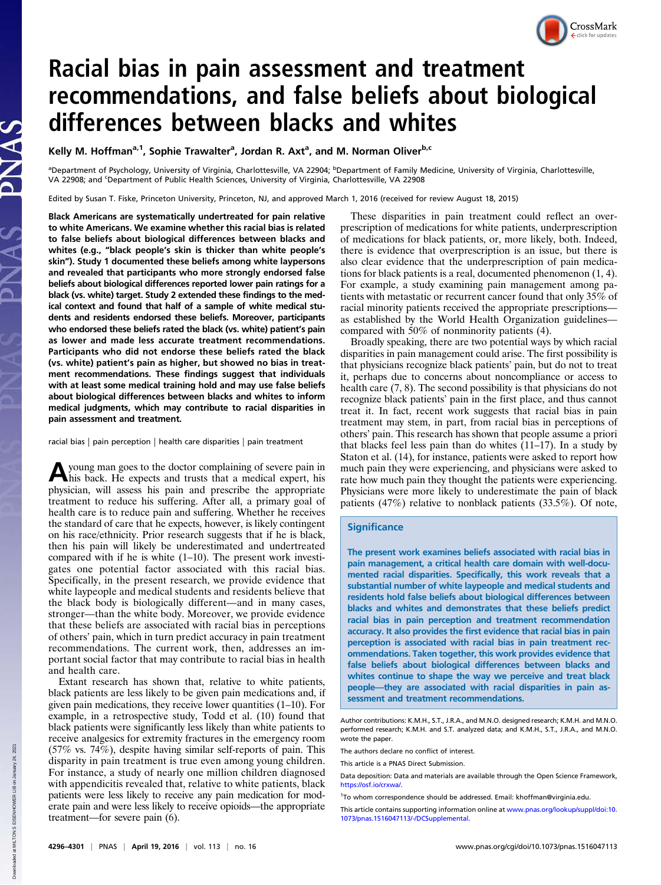# Racial bias in pain assessment and treatment recommendations, and false beliefs about biological differences between blacks and whites

Kelly M. Hoffman[a,1], Sophie Trawalter[a], Jordan R. Axt[a], and M. Norman Oliver[b,c]

[a]Department of Psychology, University of Virginia, Charlottesville, VA 22904; [b]Department of Family Medicine, University of Virginia, Charlottesville, VA 22908; and [c]Department of Public Health Sciences, University of Virginia, Charlottesville, VA 22908

Edited by Susan T. Fiske, Princeton University, Princeton, NJ, and approved March 1, 2016 (received for review August 18, 2015)

**Black Americans are systematically undertreated for pain relative to white Americans. We examine whether this racial bias is related to false beliefs about biological differences between blacks and whites (e.g., "black people's skin is thicker than white people's skin"). Study 1 documented these beliefs among white laypersons and revealed that participants who more strongly endorsed false beliefs about biological differences reported lower pain ratings for a black (vs. white) target. Study 2 extended these findings to the medical context and found that half of a sample of white medical students and residents endorsed these beliefs. Moreover, participants who endorsed these beliefs rated the black (vs. white) patient's pain as lower and made less accurate treatment recommendations. Participants who did not endorse these beliefs rated the black (vs. white) patient's pain as higher, but showed no bias in treatment recommendations. These findings suggest that individuals with at least some medical training hold and may use false beliefs about biological differences between blacks and whites to inform medical judgments, which may contribute to racial disparities in pain assessment and treatment.**

racial bias | pain perception | health care disparities | pain treatment

A young man goes to the doctor complaining of severe pain in his back. He expects and trusts that a medical expert, his physician, will assess his pain and prescribe the appropriate treatment to reduce his suffering. After all, a primary goal of health care is to reduce pain and suffering. Whether he receives the standard of care that he expects, however, is likely contingent on his race/ethnicity. Prior research suggests that if he is black, then his pain will likely be underestimated and undertreated compared with if he is white (1–10). The present work investigates one potential factor associated with this racial bias. Specifically, in the present research, we provide evidence that white laypeople and medical students and residents believe that the black body is biologically different—and in many cases, stronger—than the white body. Moreover, we provide evidence that these beliefs are associated with racial bias in perceptions of others' pain, which in turn predict accuracy in pain treatment recommendations. The current work, then, addresses an important social factor that may contribute to racial bias in health and health care.

Extant research has shown that, relative to white patients, black patients are less likely to be given pain medications and, if given pain medications, they receive lower quantities (1–10). For example, in a retrospective study, Todd et al. (10) found that black patients were significantly less likely than white patients to receive analgesics for extremity fractures in the emergency room (57% vs. 74%), despite having similar self-reports of pain. This disparity in pain treatment is true even among young children. For instance, a study of nearly one million children diagnosed with appendicitis revealed that, relative to white patients, black patients were less likely to receive any pain medication for moderate pain and were less likely to receive opioids—the appropriate treatment—for severe pain (6).

These disparities in pain treatment could reflect an overprescription of medications for white patients, underprescription of medications for black patients, or, more likely, both. Indeed, there is evidence that overprescription is an issue, but there is also clear evidence that the underprescription of pain medications for black patients is a real, documented phenomenon (1, 4). For example, a study examining pain management among patients with metastatic or recurrent cancer found that only 35% of racial minority patients received the appropriate prescriptions—as established by the World Health Organization guidelines—compared with 50% of nonminority patients (4).

Broadly speaking, there are two potential ways by which racial disparities in pain management could arise. The first possibility is that physicians recognize black patients' pain, but do not treat it, perhaps due to concerns about noncompliance or access to health care (7, 8). The second possibility is that physicians do not recognize black patients' pain in the first place, and thus cannot treat it. In fact, recent work suggests that racial bias in pain treatment may stem, in part, from racial bias in perceptions of others' pain. This research has shown that people assume a priori that blacks feel less pain than do whites (11–17). In a study by Staton et al. (14), for instance, patients were asked to report how much pain they were experiencing, and physicians were asked to rate how much pain they thought the patients were experiencing. Physicians were more likely to underestimate the pain of black patients (47%) relative to nonblack patients (33.5%). Of note,

## Significance

**The present work examines beliefs associated with racial bias in pain management, a critical health care domain with well-documented racial disparities. Specifically, this work reveals that a substantial number of white laypeople and medical students and residents hold false beliefs about biological differences between blacks and whites and demonstrates that these beliefs predict racial bias in pain perception and treatment recommendation accuracy. It also provides the first evidence that racial bias in pain perception is associated with racial bias in pain treatment recommendations. Taken together, this work provides evidence that false beliefs about biological differences between blacks and whites continue to shape the way we perceive and treat black people—they are associated with racial disparities in pain assessment and treatment recommendations.**

Author contributions: K.M.H., S.T., J.R.A., and M.N.O. designed research; K.M.H. and M.N.O. performed research; K.M.H. and S.T. analyzed data; and K.M.H., S.T., J.R.A., and M.N.O. wrote the paper.

The authors declare no conflict of interest.

This article is a PNAS Direct Submission.

Data deposition: Data and materials are available through the Open Science Framework, https://osf.io/crxwa/.

[1]To whom correspondence should be addressed. Email: khoffman@virginia.edu.

This article contains supporting information online at www.pnas.org/lookup/suppl/doi:10.1073/pnas.1516047113/-/DCSupplemental.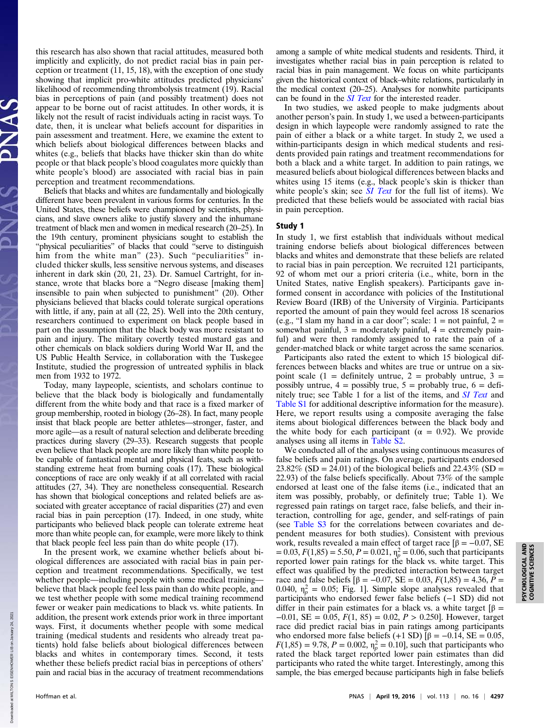this research has also shown that racial attitudes, measured both implicitly and explicitly, do not predict racial bias in pain perception or treatment (11, 15, 18), with the exception of one study showing that implicit pro-white attitudes predicted physicians' likelihood of recommending thrombolysis treatment (19). Racial bias in perceptions of pain (and possibly treatment) does not appear to be borne out of racist attitudes. In other words, it is likely not the result of racist individuals acting in racist ways. To date, then, it is unclear what beliefs account for disparities in pain assessment and treatment. Here, we examine the extent to which beliefs about biological differences between blacks and whites (e.g., beliefs that blacks have thicker skin than do white people or that black people's blood coagulates more quickly than white people's blood) are associated with racial bias in pain perception and treatment recommendations.

Beliefs that blacks and whites are fundamentally and biologically different have been prevalent in various forms for centuries. In the United States, these beliefs were championed by scientists, physicians, and slave owners alike to justify slavery and the inhumane treatment of black men and women in medical research (20–25). In the 19th century, prominent physicians sought to establish the "physical peculiarities" of blacks that could "serve to distinguish him from the white man" (23). Such "peculiarities" included thicker skulls, less sensitive nervous systems, and diseases inherent in dark skin (20, 21, 23). Dr. Samuel Cartright, for instance, wrote that blacks bore a "Negro disease [making them] insensible to pain when subjected to punishment" (20). Other physicians believed that blacks could tolerate surgical operations with little, if any, pain at all (22, 25). Well into the 20th century, researchers continued to experiment on black people based in part on the assumption that the black body was more resistant to pain and injury. The military covertly tested mustard gas and other chemicals on black soldiers during World War II, and the US Public Health Service, in collaboration with the Tuskegee Institute, studied the progression of untreated syphilis in black men from 1932 to 1972.

Today, many laypeople, scientists, and scholars continue to believe that the black body is biologically and fundamentally different from the white body and that race is a fixed marker of group membership, rooted in biology (26–28). In fact, many people insist that black people are better athletes—stronger, faster, and more agile—as a result of natural selection and deliberate breeding practices during slavery (29–33). Research suggests that people even believe that black people are more likely than white people to be capable of fantastical mental and physical feats, such as withstanding extreme heat from burning coals (17). These biological conceptions of race are only weakly if at all correlated with racial attitudes (27, 34). They are nonetheless consequential. Research has shown that biological conceptions and related beliefs are associated with greater acceptance of racial disparities (27) and even racial bias in pain perception (17). Indeed, in one study, white participants who believed black people can tolerate extreme heat more than white people can, for example, were more likely to think that black people feel less pain than do white people (17).

In the present work, we examine whether beliefs about biological differences are associated with racial bias in pain perception and treatment recommendations. Specifically, we test whether people—including people with some medical training—believe that black people feel less pain than do white people, and we test whether people with some medical training recommend fewer or weaker pain medications to black vs. white patients. In addition, the present work extends prior work in three important ways. First, it documents whether people with some medical training (medical students and residents who already treat patients) hold false beliefs about biological differences between blacks and whites in contemporary times. Second, it tests whether these beliefs predict racial bias in perceptions of others' pain and racial bias in the accuracy of treatment recommendations among a sample of white medical students and residents. Third, it investigates whether racial bias in pain perception is related to racial bias in pain management. We focus on white participants given the historical context of black–white relations, particularly in the medical context (20–25). Analyses for nonwhite participants can be found in the *SI Text* for the interested reader.

In two studies, we asked people to make judgments about another person's pain. In study 1, we used a between-participants design in which laypeople were randomly assigned to rate the pain of either a black or a white target. In study 2, we used a within-participants design in which medical students and residents provided pain ratings and treatment recommendations for both a black and a white target. In addition to pain ratings, we measured beliefs about biological differences between blacks and whites using 15 items (e.g., black people's skin is thicker than white people's skin; see *SI Text* for the full list of items). We predicted that these beliefs would be associated with racial bias in pain perception.

## Study 1

In study 1, we first establish that individuals without medical training endorse beliefs about biological differences between blacks and whites and demonstrate that these beliefs are related to racial bias in pain perception. We recruited 121 participants, 92 of whom met our a priori criteria (i.e., white, born in the United States, native English speakers). Participants gave informed consent in accordance with policies of the Institutional Review Board (IRB) of the University of Virginia. Participants reported the amount of pain they would feel across 18 scenarios (e.g., "I slam my hand in a car door"; scale: 1 = not painful, 2 = somewhat painful, 3 = moderately painful, 4 = extremely painful) and were then randomly assigned to rate the pain of a gender-matched black or white target across the same scenarios.

Participants also rated the extent to which 15 biological differences between blacks and whites are true or untrue on a six-point scale (1 = definitely untrue, 2 = probably untrue, 3 = possibly untrue, 4 = possibly true, 5 = probably true, 6 = definitely true; see Table 1 for a list of the items, and *SI Text* and Table S1 for additional descriptive information for the measure). Here, we report results using a composite averaging the false items about biological differences between the black body and the white body for each participant ($\alpha$ = 0.92). We provide analyses using all items in Table S2.

We conducted all of the analyses using continuous measures of false beliefs and pain ratings. On average, participants endorsed 23.82% (SD = 24.01) of the biological beliefs and 22.43% (SD = 22.93) of the false beliefs specifically. About 73% of the sample endorsed at least one of the false items (i.e., indicated that an item was possibly, probably, or definitely true; Table 1). We regressed pain ratings on target race, false beliefs, and their interaction, controlling for age, gender, and self-ratings of pain (see Table S3 for the correlations between covariates and dependent measures for both studies). Consistent with previous work, results revealed a main effect of target race [$\beta = -0.07$, SE = 0.03, $F(1,85) = 5.50$, $P = 0.021$, $\eta_p^2 = 0.06$, such that participants reported lower pain ratings for the black vs. white target. This effect was qualified by the predicted interaction between target race and false beliefs [$\beta = -0.07$, SE = 0.03, $F(1,85) = 4.36$, $P = 0.040$, $\eta_p^2 = 0.05$; Fig. 1]. Simple slope analyses revealed that participants who endorsed fewer false beliefs (−1 SD) did not differ in their pain estimates for a black vs. a white target [$\beta = -0.01$, SE = 0.05, $F(1, 85) = 0.02$, $P > 0.250$]. However, target race did predict racial bias in pain ratings among participants who endorsed more false beliefs (+1 SD) [$\beta = -0.14$, SE = 0.05, $F(1,85) = 9.78$, $P = 0.002$, $\eta_p^2 = 0.10$], such that participants who rated the black target reported lower pain estimates than did participants who rated the white target. Interestingly, among this sample, the bias emerged because participants high in false beliefs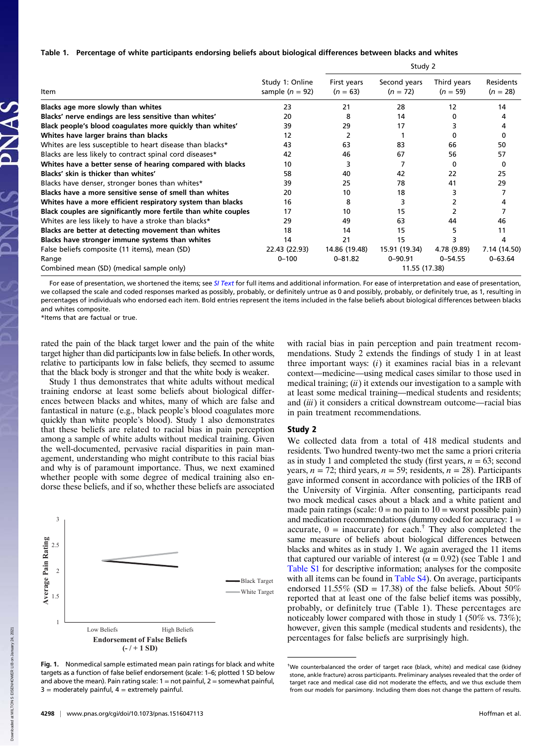**Table 1. Percentage of white participants endorsing beliefs about biological differences between blacks and whites**

| Item | Study 1: Online sample ($n$ = 92) | Study 2 First years ($n$ = 63) | Second years ($n$ = 72) | Third years ($n$ = 59) | Residents ($n$ = 28) |
|---|---|---|---|---|---|
| **Blacks age more slowly than whites** | 23 | 21 | 28 | 12 | 14 |
| **Blacks' nerve endings are less sensitive than whites'** | 20 | 8 | 14 | 0 | 4 |
| **Black people's blood coagulates more quickly than whites'** | 39 | 29 | 17 | 3 | 4 |
| **Whites have larger brains than blacks** | 12 | 2 | 1 | 0 | 0 |
| Whites are less susceptible to heart disease than blacks* | 43 | 63 | 83 | 66 | 50 |
| Blacks are less likely to contract spinal cord diseases* | 42 | 46 | 67 | 56 | 57 |
| **Whites have a better sense of hearing compared with blacks** | 10 | 3 | 7 | 0 | 0 |
| **Blacks' skin is thicker than whites'** | 58 | 40 | 42 | 22 | 25 |
| Blacks have denser, stronger bones than whites* | 39 | 25 | 78 | 41 | 29 |
| **Blacks have a more sensitive sense of smell than whites** | 20 | 10 | 18 | 3 | 7 |
| **Whites have a more efficient respiratory system than blacks** | 16 | 8 | 3 | 2 | 4 |
| **Black couples are significantly more fertile than white couples** | 17 | 10 | 15 | 2 | 7 |
| Whites are less likely to have a stroke than blacks* | 29 | 49 | 63 | 44 | 46 |
| **Blacks are better at detecting movement than whites** | 18 | 14 | 15 | 5 | 11 |
| **Blacks have stronger immune systems than whites** | 14 | 21 | 15 | 3 | 4 |
| False beliefs composite (11 items), mean (SD) | 22.43 (22.93) | 14.86 (19.48) | 15.91 (19.34) | 4.78 (9.89) | 7.14 (14.50) |
| Range | 0–100 | 0–81.82 | 0–90.91 | 0–54.55 | 0–63.64 |
| Combined mean (SD) (medical sample only) | | 11.55 (17.38) | | | |

For ease of presentation, we shortened the items; see *SI Text* for full items and additional information. For ease of interpretation and ease of presentation, we collapsed the scale and coded responses marked as possibly, probably, or definitely untrue as 0 and possibly, probably, or definitely true, as 1, resulting in percentages of individuals who endorsed each item. Bold entries represent the items included in the false beliefs about biological differences between blacks and whites composite.
*Items that are factual or true.

rated the pain of the black target lower and the pain of the white target higher than did participants low in false beliefs. In other words, relative to participants low in false beliefs, they seemed to assume that the black body is stronger and that the white body is weaker.

Study 1 thus demonstrates that white adults without medical training endorse at least some beliefs about biological differences between blacks and whites, many of which are false and fantastical in nature (e.g., black people's blood coagulates more quickly than white people's blood). Study 1 also demonstrates that these beliefs are related to racial bias in pain perception among a sample of white adults without medical training. Given the well-documented, pervasive racial disparities in pain management, understanding who might contribute to this racial bias and why is of paramount importance. Thus, we next examined whether people with some degree of medical training also endorse these beliefs, and if so, whether these beliefs are associated with racial bias in pain perception and pain treatment recommendations. Study 2 extends the findings of study 1 in at least three important ways: (*i*) it examines racial bias in a relevant context—medicine—using medical cases similar to those used in medical training; (*ii*) it extends our investigation to a sample with at least some medical training—medical students and residents; and (*iii*) it considers a critical downstream outcome—racial bias in pain treatment recommendations.

Fig. 1. Nonmedical sample estimated mean pain ratings for black and white targets as a function of false belief endorsement (scale: 1–6; plotted 1 SD below and above the mean). Pain rating scale: 1 = not painful, 2 = somewhat painful, 3 = moderately painful, 4 = extremely painful.

## Study 2

We collected data from a total of 418 medical students and residents. Two hundred twenty-two met the same a priori criteria as in study 1 and completed the study (first years, $n$ = 63; second years, $n$ = 72; third years, $n$ = 59; residents, $n$ = 28). Participants gave informed consent in accordance with policies of the IRB of the University of Virginia. After consenting, participants read two mock medical cases about a black and a white patient and made pain ratings (scale: 0 = no pain to 10 = worst possible pain) and medication recommendations (dummy coded for accuracy: 1 = accurate, 0 = inaccurate) for each.[†] They also completed the same measure of beliefs about biological differences between blacks and whites as in study 1. We again averaged the 11 items that captured our variable of interest ($\alpha$ = 0.92) (see Table 1 and Table S1 for descriptive information; analyses for the composite with all items can be found in Table S4). On average, participants endorsed 11.55% (SD = 17.38) of the false beliefs. About 50% reported that at least one of the false belief items was possibly, probably, or definitely true (Table 1). These percentages are noticeably lower compared with those in study 1 (50% vs. 73%); however, given this sample (medical students and residents), the percentages for false beliefs are surprisingly high.

[†]We counterbalanced the order of target race (black, white) and medical case (kidney stone, ankle fracture) across participants. Preliminary analyses revealed that the order of target race and medical case did not moderate the effects, and we thus exclude them from our models for parsimony. Including them does not change the pattern of results.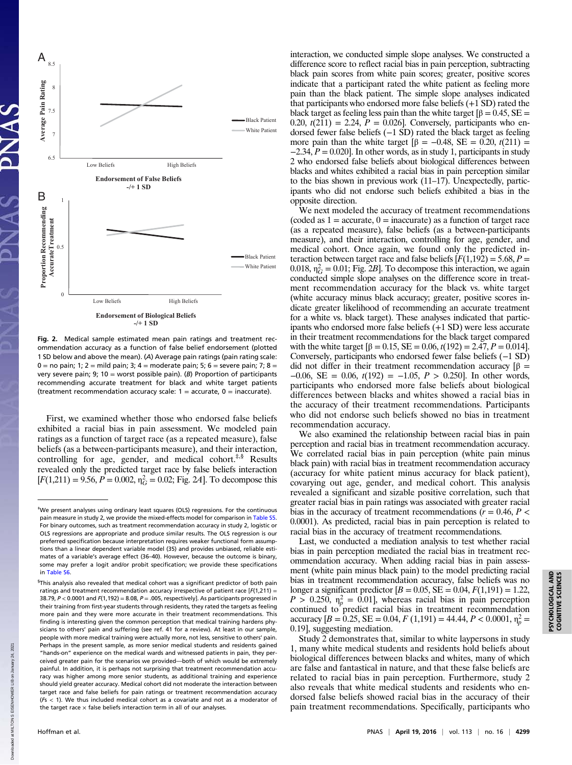Fig. 2. Medical sample estimated mean pain ratings and treatment recommendation accuracy as a function of false belief endorsement (plotted 1 SD below and above the mean). (A) Average pain ratings (pain rating scale: 0 = no pain; 1; 2 = mild pain; 3; 4 = moderate pain; 5; 6 = severe pain; 7; 8 = very severe pain; 9; 10 = worst possible pain). (B) Proportion of participants recommending accurate treatment for black and white target patients (treatment recommendation accuracy scale: 1 = accurate, 0 = inaccurate).

First, we examined whether those who endorsed false beliefs exhibited a racial bias in pain assessment. We modeled pain ratings as a function of target race (as a repeated measure), false beliefs (as a between-participants measure), and their interaction, controlling for age, gender, and medical cohort.[‡,§] Results revealed only the predicted target race by false beliefs interaction [$F(1,211) = 9.56$, $P = 0.002$, $\eta^2_G = 0.02$; Fig. 2A]. To decompose this interaction, we conducted simple slope analyses. We constructed a difference score to reflect racial bias in pain perception, subtracting black pain scores from white pain scores; greater, positive scores indicate that a participant rated the white patient as feeling more pain than the black patient. The simple slope analyses indicated that participants who endorsed more false beliefs (+1 SD) rated the black target as feeling less pain than the white target [$\beta = 0.45$, SE = 0.20, $t(211) = 2.24$, $P = 0.026$]. Conversely, participants who endorsed fewer false beliefs (−1 SD) rated the black target as feeling more pain than the white target [$\beta = -0.48$, SE = 0.20, $t(211) = -2.34$, $P = 0.020$]. In other words, as in study 1, participants in study 2 who endorsed false beliefs about biological differences between blacks and whites exhibited a racial bias in pain perception similar to the bias shown in previous work (11–17). Unexpectedly, participants who did not endorse such beliefs exhibited a bias in the opposite direction.

We next modeled the accuracy of treatment recommendations (coded as 1 = accurate, 0 = inaccurate) as a function of target race (as a repeated measure), false beliefs (as a between-participants measure), and their interaction, controlling for age, gender, and medical cohort. Once again, we found only the predicted interaction between target race and false beliefs [$F(1,192) = 5.68$, $P = 0.018$, $\eta^2_G = 0.01$; Fig. 2B]. To decompose this interaction, we again conducted simple slope analyses on the difference score in treatment recommendation accuracy for the black vs. white target (white accuracy minus black accuracy; greater, positive scores indicate greater likelihood of recommending an accurate treatment for a white vs. black target). These analyses indicated that participants who endorsed more false beliefs (+1 SD) were less accurate in their treatment recommendations for the black target compared with the white target [$\beta = 0.15$, SE = 0.06, $t(192) = 2.47$, $P = 0.014$]. Conversely, participants who endorsed fewer false beliefs (−1 SD) did not differ in their treatment recommendation accuracy [$\beta = -0.06$, SE = 0.06, $t(192) = -1.05$, $P > 0.250$]. In other words, participants who endorsed more false beliefs about biological differences between blacks and whites showed a racial bias in the accuracy of their treatment recommendations. Participants who did not endorse such beliefs showed no bias in treatment recommendation accuracy.

We also examined the relationship between racial bias in pain perception and racial bias in treatment recommendation accuracy. We correlated racial bias in pain perception (white pain minus black pain) with racial bias in treatment recommendation accuracy (accuracy for white patient minus accuracy for black patient), covarying out age, gender, and medical cohort. This analysis revealed a significant and sizable positive correlation, such that greater racial bias in pain ratings was associated with greater racial bias in the accuracy of treatment recommendations ($r = 0.46$, $P < 0.0001$). As predicted, racial bias in pain perception is related to racial bias in the accuracy of treatment recommendations.

Last, we conducted a mediation analysis to test whether racial bias in pain perception mediated the racial bias in treatment recommendation accuracy. When adding racial bias in pain assessment (white pain minus black pain) to the model predicting racial bias in treatment recommendation accuracy, false beliefs was no longer a significant predictor [$B = 0.05$, SE = 0.04, $F(1,191) = 1.22$, $P > 0.250$, $\eta^2_p = 0.01$], whereas racial bias in pain perception continued to predict racial bias in treatment recommendation accuracy [$B = 0.25$, SE = 0.04, $F(1,191) = 44.44$, $P < 0.0001$, $\eta^2_p = 0.19$], suggesting mediation.

Study 2 demonstrates that, similar to white laypersons in study 1, many white medical students and residents hold beliefs about biological differences between blacks and whites, many of which are false and fantastical in nature, and that these false beliefs are related to racial bias in pain perception. Furthermore, study 2 also reveals that white medical students and residents who endorsed false beliefs showed racial bias in the accuracy of their pain treatment recommendations. Specifically, participants who

---

‡We present analyses using ordinary least squares (OLS) regressions. For the continuous pain measure in study 2, we provide the mixed-effects model for comparison in Table S5. For binary outcomes, such as treatment recommendation accuracy in study 2, logistic or OLS regressions are appropriate and produce similar results. The OLS regression is our preferred specification because interpretation requires weaker functional form assumptions than a linear dependent variable model (35) and provides unbiased, reliable estimates of a variable's average effect (36–40). However, because the outcome is binary, some may prefer a logit and/or probit specification; we provide these specifications in Table S6.

§This analysis also revealed that medical cohort was a significant predictor of both pain ratings and treatment recommendation accuracy irrespective of patient race [$F(1,211) = 38.79$, $P < 0.0001$ and $F(1,192) = 8.08$, $P = .005$, respectively]. As participants progressed in their training from first-year students through residents, they rated the targets as feeling more pain and they were more accurate in their treatment recommendations. This finding is interesting given the common perception that medical training hardens physicians to others' pain and suffering (see ref. 41 for a review). At least in our sample, people with more medical training were actually more, not less, sensitive to others' pain. Perhaps in the present sample, as more senior medical students and residents gained "hands-on" experience on the medical wards and witnessed patients in pain, they perceived greater pain for the scenarios we provided—both of which would be extremely painful. In addition, it is perhaps not surprising that treatment recommendation accuracy was higher among more senior students, as additional training and experience should yield greater accuracy. Medical cohort did not moderate the interaction between target race and false beliefs for pain ratings or treatment recommendation accuracy ($Fs < 1$). We thus included medical cohort as a covariate and not as a moderator of the target race × false beliefs interaction term in all of our analyses.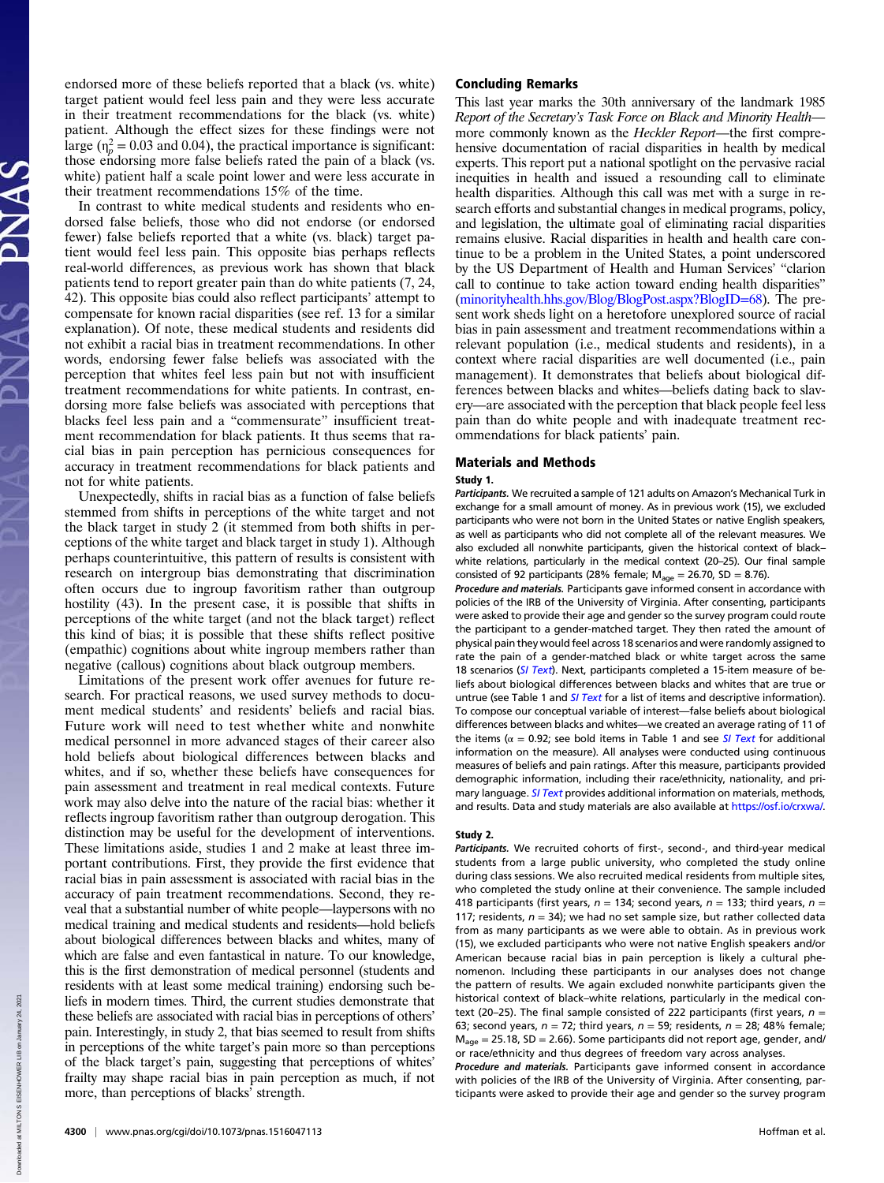endorsed more of these beliefs reported that a black (vs. white) target patient would feel less pain and they were less accurate in their treatment recommendations for the black (vs. white) patient. Although the effect sizes for these findings were not large ($\eta_p^2 = 0.03$ and 0.04), the practical importance is significant: those endorsing more false beliefs rated the pain of a black (vs. white) patient half a scale point lower and were less accurate in their treatment recommendations 15% of the time.

In contrast to white medical students and residents who endorsed false beliefs, those who did not endorse (or endorsed fewer) false beliefs reported that a white (vs. black) target patient would feel less pain. This opposite bias perhaps reflects real-world differences, as previous work has shown that black patients tend to report greater pain than do white patients (7, 24, 42). This opposite bias could also reflect participants' attempt to compensate for known racial disparities (see ref. 13 for a similar explanation). Of note, these medical students and residents did not exhibit a racial bias in treatment recommendations. In other words, endorsing fewer false beliefs was associated with the perception that whites feel less pain but not with insufficient treatment recommendations for white patients. In contrast, endorsing more false beliefs was associated with perceptions that blacks feel less pain and a "commensurate" insufficient treatment recommendation for black patients. It thus seems that racial bias in pain perception has pernicious consequences for accuracy in treatment recommendations for black patients and not for white patients.

Unexpectedly, shifts in racial bias as a function of false beliefs stemmed from shifts in perceptions of the white target and not the black target in study 2 (it stemmed from both shifts in perceptions of the white target and black target in study 1). Although perhaps counterintuitive, this pattern of results is consistent with research on intergroup bias demonstrating that discrimination often occurs due to ingroup favoritism rather than outgroup hostility (43). In the present case, it is possible that shifts in perceptions of the white target (and not the black target) reflect this kind of bias; it is possible that these shifts reflect positive (empathic) cognitions about white ingroup members rather than negative (callous) cognitions about black outgroup members.

Limitations of the present work offer avenues for future research. For practical reasons, we used survey methods to document medical students' and residents' beliefs and racial bias. Future work will need to test whether white and nonwhite medical personnel in more advanced stages of their career also hold beliefs about biological differences between blacks and whites, and if so, whether these beliefs have consequences for pain assessment and treatment in real medical contexts. Future work may also delve into the nature of the racial bias: whether it reflects ingroup favoritism rather than outgroup derogation. This distinction may be useful for the development of interventions. These limitations aside, studies 1 and 2 make at least three important contributions. First, they provide the first evidence that racial bias in pain assessment is associated with racial bias in the accuracy of pain treatment recommendations. Second, they reveal that a substantial number of white people—laypersons with no medical training and medical students and residents—hold beliefs about biological differences between blacks and whites, many of which are false and even fantastical in nature. To our knowledge, this is the first demonstration of medical personnel (students and residents with at least some medical training) endorsing such beliefs in modern times. Third, the current studies demonstrate that these beliefs are associated with racial bias in perceptions of others' pain. Interestingly, in study 2, that bias seemed to result from shifts in perceptions of the white target's pain more so than perceptions of the black target's pain, suggesting that perceptions of whites' frailty may shape racial bias in pain perception as much, if not more, than perceptions of blacks' strength.

## Concluding Remarks

This last year marks the 30th anniversary of the landmark 1985 *Report of the Secretary's Task Force on Black and Minority Health*—more commonly known as the *Heckler Report*—the first comprehensive documentation of racial disparities in health by medical experts. This report put a national spotlight on the pervasive racial inequities in health and issued a resounding call to eliminate health disparities. Although this call was met with a surge in research efforts and substantial changes in medical programs, policy, and legislation, the ultimate goal of eliminating racial disparities remains elusive. Racial disparities in health and health care continue to be a problem in the United States, a point underscored by the US Department of Health and Human Services' "clarion call to continue to take action toward ending health disparities" (minorityhealth.hhs.gov/Blog/BlogPost.aspx?BlogID=68). The present work sheds light on a heretofore unexplored source of racial bias in pain assessment and treatment recommendations within a relevant population (i.e., medical students and residents), in a context where racial disparities are well documented (i.e., pain management). It demonstrates that beliefs about biological differences between blacks and whites—beliefs dating back to slavery—are associated with the perception that black people feel less pain than do white people and with inadequate treatment recommendations for black patients' pain.

## Materials and Methods

### Study 1.

***Participants.*** We recruited a sample of 121 adults on Amazon's Mechanical Turk in exchange for a small amount of money. As in previous work (15), we excluded participants who were not born in the United States or native English speakers, as well as participants who did not complete all of the relevant measures. We also excluded all nonwhite participants, given the historical context of black–white relations, particularly in the medical context (20–25). Our final sample consisted of 92 participants (28% female; $M_{age} = 26.70$, SD = 8.76).

***Procedure and materials.*** Participants gave informed consent in accordance with policies of the IRB of the University of Virginia. After consenting, participants were asked to provide their age and gender so the survey program could route the participant to a gender-matched target. They then rated the amount of physical pain they would feel across 18 scenarios and were randomly assigned to rate the pain of a gender-matched black or white target across the same 18 scenarios (*SI Text*). Next, participants completed a 15-item measure of beliefs about biological differences between blacks and whites that are true or untrue (see Table 1 and *SI Text* for a list of items and descriptive information). To compose our conceptual variable of interest—false beliefs about biological differences between blacks and whites—we created an average rating of 11 of the items ($\alpha = 0.92$; see bold items in Table 1 and see *SI Text* for additional information on the measure). All analyses were conducted using continuous measures of beliefs and pain ratings. After this measure, participants provided demographic information, including their race/ethnicity, nationality, and primary language. *SI Text* provides additional information on materials, methods, and results. Data and study materials are also available at https://osf.io/crxwa/.

### Study 2.

***Participants.*** We recruited cohorts of first-, second-, and third-year medical students from a large public university, who completed the study online during class sessions. We also recruited medical residents from multiple sites, who completed the study online at their convenience. The sample included 418 participants (first years, $n = 134$; second years, $n = 133$; third years, $n = 117$; residents, $n = 34$); we had no set sample size, but rather collected data from as many participants as we were able to obtain. As in previous work (15), we excluded participants who were not native English speakers and/or American because racial bias in pain perception is likely a cultural phenomenon. Including these participants in our analyses does not change the pattern of results. We again excluded nonwhite participants given the historical context of black–white relations, particularly in the medical context (20–25). The final sample consisted of 222 participants (first years, $n = 63$; second years, $n = 72$; third years, $n = 59$; residents, $n = 28$; 48% female; $M_{age} = 25.18$, SD = 2.66). Some participants did not report age, gender, and/or race/ethnicity and thus degrees of freedom vary across analyses.

***Procedure and materials.*** Participants gave informed consent in accordance with policies of the IRB of the University of Virginia. After consenting, participants were asked to provide their age and gender so the survey program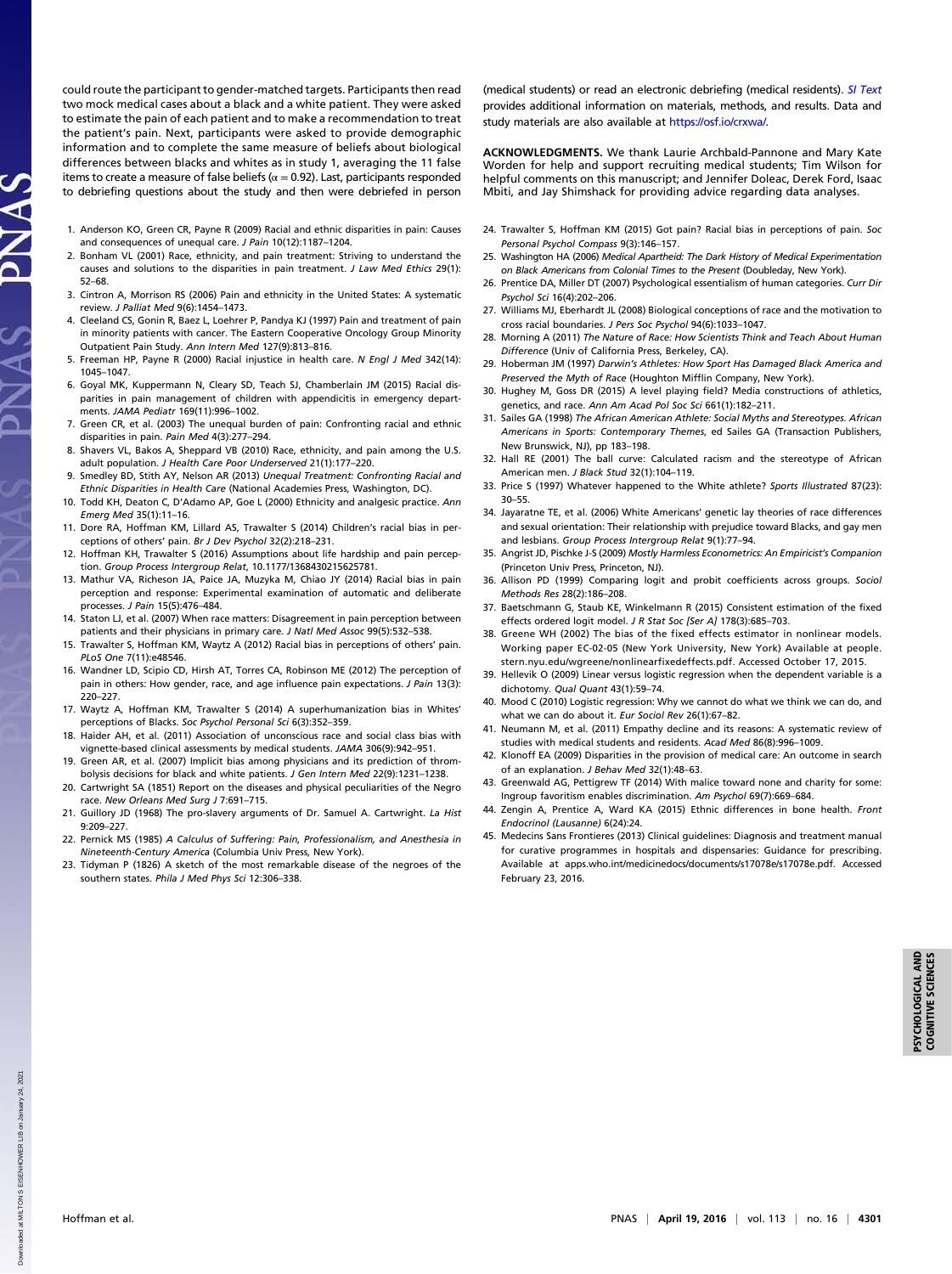could route the participant to gender-matched targets. Participants then read two mock medical cases about a black and a white patient. They were asked to estimate the pain of each patient and to make a recommendation to treat the patient's pain. Next, participants were asked to provide demographic information and to complete the same measure of beliefs about biological differences between blacks and whites as in study 1, averaging the 11 false items to create a measure of false beliefs ($\alpha = 0.92$). Last, participants responded to debriefing questions about the study and then were debriefed in person (medical students) or read an electronic debriefing (medical residents). *SI Text* provides additional information on materials, methods, and results. Data and study materials are also available at https://osf.io/crxwa/.

**ACKNOWLEDGMENTS.** We thank Laurie Archbald-Pannone and Mary Kate Worden for help and support recruiting medical students; Tim Wilson for helpful comments on this manuscript; and Jennifer Doleac, Derek Ford, Isaac Mbiti, and Jay Shimshack for providing advice regarding data analyses.

1. Anderson KO, Green CR, Payne R (2009) Racial and ethnic disparities in pain: Causes and consequences of unequal care. *J Pain* 10(12):1187–1204.
2. Bonham VL (2001) Race, ethnicity, and pain treatment: Striving to understand the causes and solutions to the disparities in pain treatment. *J Law Med Ethics* 29(1): 52–68.
3. Cintron A, Morrison RS (2006) Pain and ethnicity in the United States: A systematic review. *J Palliat Med* 9(6):1454–1473.
4. Cleeland CS, Gonin R, Baez L, Loehrer P, Pandya KJ (1997) Pain and treatment of pain in minority patients with cancer. The Eastern Cooperative Oncology Group Minority Outpatient Pain Study. *Ann Intern Med* 127(9):813–816.
5. Freeman HP, Payne R (2000) Racial injustice in health care. *N Engl J Med* 342(14): 1045–1047.
6. Goyal MK, Kuppermann N, Cleary SD, Teach SJ, Chamberlain JM (2015) Racial disparities in pain management of children with appendicitis in emergency departments. *JAMA Pediatr* 169(11):996–1002.
7. Green CR, et al. (2003) The unequal burden of pain: Confronting racial and ethnic disparities in pain. *Pain Med* 4(3):277–294.
8. Shavers VL, Bakos A, Sheppard VB (2010) Race, ethnicity, and pain among the U.S. adult population. *J Health Care Poor Underserved* 21(1):177–220.
9. Smedley BD, Stith AY, Nelson AR (2013) *Unequal Treatment: Confronting Racial and Ethnic Disparities in Health Care* (National Academies Press, Washington, DC).
10. Todd KH, Deaton C, D'Adamo AP, Goe L (2000) Ethnicity and analgesic practice. *Ann Emerg Med* 35(1):11–16.
11. Dore RA, Hoffman KM, Lillard AS, Trawalter S (2014) Children's racial bias in perceptions of others' pain. *Br J Dev Psychol* 32(2):218–231.
12. Hoffman KH, Trawalter S (2016) Assumptions about life hardship and pain perception. *Group Process Intergroup Relat*, 10.1177/1368430215625781.
13. Mathur VA, Richeson JA, Paice JA, Muzyka M, Chiao JY (2014) Racial bias in pain perception and response: Experimental examination of automatic and deliberate processes. *J Pain* 15(5):476–484.
14. Staton LJ, et al. (2007) When race matters: Disagreement in pain perception between patients and their physicians in primary care. *J Natl Med Assoc* 99(5):532–538.
15. Trawalter S, Hoffman KM, Waytz A (2012) Racial bias in perceptions of others' pain. *PLoS One* 7(11):e48546.
16. Wandner LD, Scipio CD, Hirsh AT, Torres CA, Robinson ME (2012) The perception of pain in others: How gender, race, and age influence pain expectations. *J Pain* 13(3): 220–227.
17. Waytz A, Hoffman KM, Trawalter S (2014) A superhumanization bias in Whites' perceptions of Blacks. *Soc Psychol Personal Sci* 6(3):352–359.
18. Haider AH, et al. (2011) Association of unconscious race and social class bias with vignette-based clinical assessments by medical students. *JAMA* 306(9):942–951.
19. Green AR, et al. (2007) Implicit bias among physicians and its prediction of thrombolysis decisions for black and white patients. *J Gen Intern Med* 22(9):1231–1238.
20. Cartwright SA (1851) Report on the diseases and physical peculiarities of the Negro race. *New Orleans Med Surg J* 7:691–715.
21. Guillory JD (1968) The pro-slavery arguments of Dr. Samuel A. Cartwright. *La Hist* 9:209–227.
22. Pernick MS (1985) *A Calculus of Suffering: Pain, Professionalism, and Anesthesia in Nineteenth-Century America* (Columbia Univ Press, New York).
23. Tidyman P (1826) A sketch of the most remarkable disease of the negroes of the southern states. *Phila J Med Phys Sci* 12:306–338.
24. Trawalter S, Hoffman KM (2015) Got pain? Racial bias in perceptions of pain. *Soc Personal Psychol Compass* 9(3):146–157.
25. Washington HA (2006) *Medical Apartheid: The Dark History of Medical Experimentation on Black Americans from Colonial Times to the Present* (Doubleday, New York).
26. Prentice DA, Miller DT (2007) Psychological essentialism of human categories. *Curr Dir Psychol Sci* 16(4):202–206.
27. Williams MJ, Eberhardt JL (2008) Biological conceptions of race and the motivation to cross racial boundaries. *J Pers Soc Psychol* 94(6):1033–1047.
28. Morning A (2011) *The Nature of Race: How Scientists Think and Teach About Human Difference* (Univ of California Press, Berkeley, CA).
29. Hoberman JM (1997) *Darwin's Athletes: How Sport Has Damaged Black America and Preserved the Myth of Race* (Houghton Mifflin Company, New York).
30. Hughey M, Goss DR (2015) A level playing field? Media constructions of athletics, genetics, and race. *Ann Am Acad Pol Soc Sci* 661(1):182–211.
31. Sailes GA (1998) *The African American Athlete: Social Myths and Stereotypes. African Americans in Sports: Contemporary Themes*, ed Sailes GA (Transaction Publishers, New Brunswick, NJ), pp 183–198.
32. Hall RE (2001) The ball curve: Calculated racism and the stereotype of African American men. *J Black Stud* 32(1):104–119.
33. Price S (1997) Whatever happened to the White athlete? *Sports Illustrated* 87(23): 30–55.
34. Jayaratne TE, et al. (2006) White Americans' genetic lay theories of race differences and sexual orientation: Their relationship with prejudice toward Blacks, and gay men and lesbians. *Group Process Intergroup Relat* 9(1):77–94.
35. Angrist JD, Pischke J-S (2009) *Mostly Harmless Econometrics: An Empiricist's Companion* (Princeton Univ Press, Princeton, NJ).
36. Allison PD (1999) Comparing logit and probit coefficients across groups. *Sociol Methods Res* 28(2):186–208.
37. Baetschmann G, Staub KE, Winkelmann R (2015) Consistent estimation of the fixed effects ordered logit model. *J R Stat Soc [Ser A]* 178(3):685–703.
38. Greene WH (2002) The bias of the fixed effects estimator in nonlinear models. Working paper EC-02-05 (New York University, New York) Available at people.stern.nyu.edu/wgreene/nonlinearfixedeffects.pdf. Accessed October 17, 2015.
39. Hellevik O (2009) Linear versus logistic regression when the dependent variable is a dichotomy. *Qual Quant* 43(1):59–74.
40. Mood C (2010) Logistic regression: Why we cannot do what we think we can do, and what we can do about it. *Eur Sociol Rev* 26(1):67–82.
41. Neumann M, et al. (2011) Empathy decline and its reasons: A systematic review of studies with medical students and residents. *Acad Med* 86(8):996–1009.
42. Klonoff EA (2009) Disparities in the provision of medical care: An outcome in search of an explanation. *J Behav Med* 32(1):48–63.
43. Greenwald AG, Pettigrew TF (2014) With malice toward none and charity for some: Ingroup favoritism enables discrimination. *Am Psychol* 69(7):669–684.
44. Zengin A, Prentice A, Ward KA (2015) Ethnic differences in bone health. *Front Endocrinol (Lausanne)* 6(24):24.
45. Medecins Sans Frontieres (2013) Clinical guidelines: Diagnosis and treatment manual for curative programmes in hospitals and dispensaries: Guidance for prescribing. Available at apps.who.int/medicinedocs/documents/s17078e/s17078e.pdf. Accessed February 23, 2016.